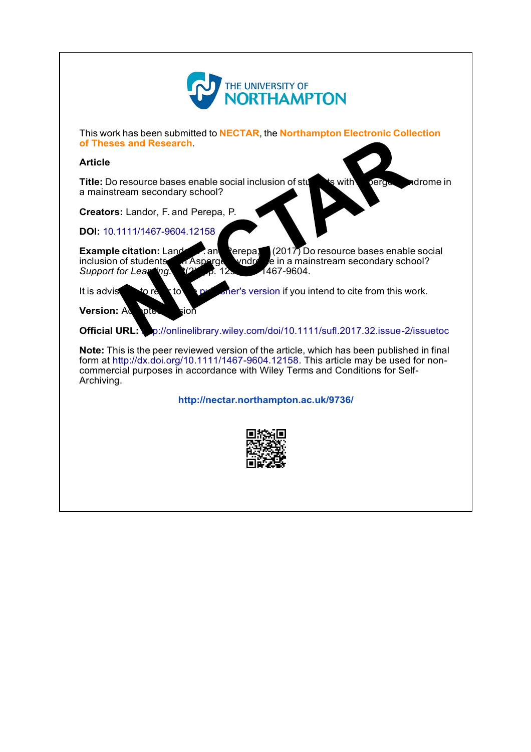THE UNIVERSITY OF NORTHAMPTON

This work has been submitted to **NECTAR**, the **Northampton Electronic Collection of Theses and Research**.

**Article**

**Title:** Do resource bases enable social inclusion of students with Asperger syndrome in a mainstream secondary school?

**Creators:** Landor, F. and Perepa, P.

**DOI:** 10.1111/1467-9604.12158

**Example citation:** Landor, F. and Perepa, P. (2017) Do resource bases enable social inclusion of students with Asperger syndrome in a mainstream secondary school? *Support for Learning.* 32(2), pp. 129-143. 1467-9604.

It is advisable to refer to the publisher's version if you intend to cite from this work.

**Version:** Accepted version

**Official URL:** http://onlinelibrary.wiley.com/doi/10.1111/sufl.2017.32.issue-2/issuetoc

**Note:** This is the peer reviewed version of the article, which has been published in final form at http://dx.doi.org/10.1111/1467-9604.12158. This article may be used for non-commercial purposes in accordance with Wiley Terms and Conditions for Self-Archiving.

**http://nectar.northampton.ac.uk/9736/**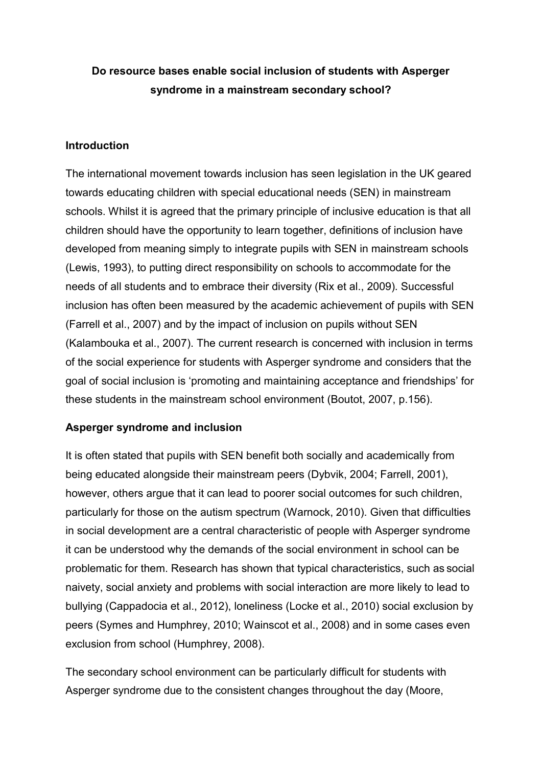# Do resource bases enable social inclusion of students with Asperger syndrome in a mainstream secondary school?

## Introduction

The international movement towards inclusion has seen legislation in the UK geared towards educating children with special educational needs (SEN) in mainstream schools. Whilst it is agreed that the primary principle of inclusive education is that all children should have the opportunity to learn together, definitions of inclusion have developed from meaning simply to integrate pupils with SEN in mainstream schools (Lewis, 1993), to putting direct responsibility on schools to accommodate for the needs of all students and to embrace their diversity (Rix et al., 2009). Successful inclusion has often been measured by the academic achievement of pupils with SEN (Farrell et al., 2007) and by the impact of inclusion on pupils without SEN (Kalambouka et al., 2007). The current research is concerned with inclusion in terms of the social experience for students with Asperger syndrome and considers that the goal of social inclusion is 'promoting and maintaining acceptance and friendships' for these students in the mainstream school environment (Boutot, 2007, p.156).

## Asperger syndrome and inclusion

It is often stated that pupils with SEN benefit both socially and academically from being educated alongside their mainstream peers (Dybvik, 2004; Farrell, 2001), however, others argue that it can lead to poorer social outcomes for such children, particularly for those on the autism spectrum (Warnock, 2010). Given that difficulties in social development are a central characteristic of people with Asperger syndrome it can be understood why the demands of the social environment in school can be problematic for them. Research has shown that typical characteristics, such as social naivety, social anxiety and problems with social interaction are more likely to lead to bullying (Cappadocia et al., 2012), loneliness (Locke et al., 2010) social exclusion by peers (Symes and Humphrey, 2010; Wainscot et al., 2008) and in some cases even exclusion from school (Humphrey, 2008).

The secondary school environment can be particularly difficult for students with Asperger syndrome due to the consistent changes throughout the day (Moore,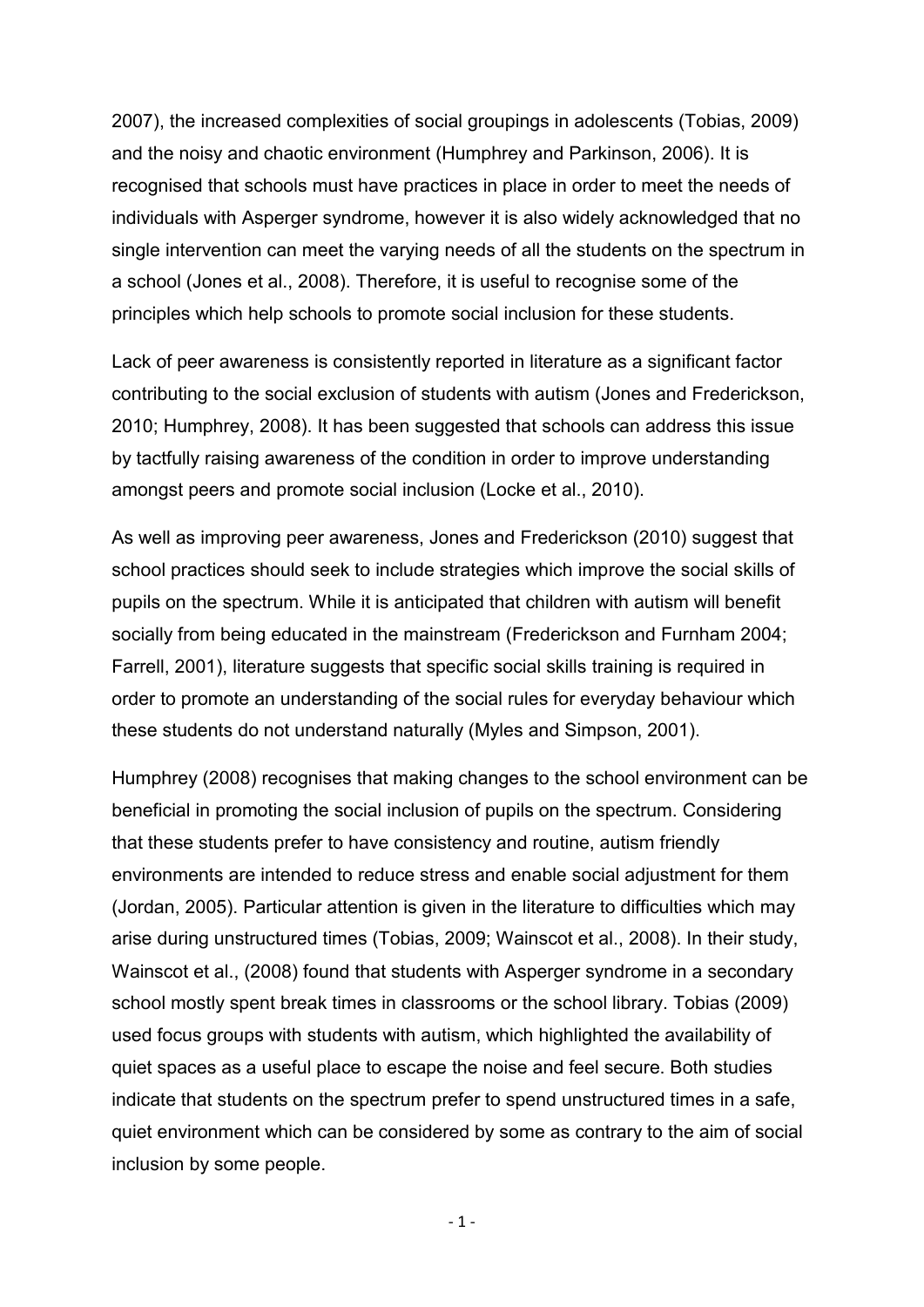2007), the increased complexities of social groupings in adolescents (Tobias, 2009) and the noisy and chaotic environment (Humphrey and Parkinson, 2006). It is recognised that schools must have practices in place in order to meet the needs of individuals with Asperger syndrome, however it is also widely acknowledged that no single intervention can meet the varying needs of all the students on the spectrum in a school (Jones et al., 2008). Therefore, it is useful to recognise some of the principles which help schools to promote social inclusion for these students.

Lack of peer awareness is consistently reported in literature as a significant factor contributing to the social exclusion of students with autism (Jones and Frederickson, 2010; Humphrey, 2008). It has been suggested that schools can address this issue by tactfully raising awareness of the condition in order to improve understanding amongst peers and promote social inclusion (Locke et al., 2010).

As well as improving peer awareness, Jones and Frederickson (2010) suggest that school practices should seek to include strategies which improve the social skills of pupils on the spectrum. While it is anticipated that children with autism will benefit socially from being educated in the mainstream (Frederickson and Furnham 2004; Farrell, 2001), literature suggests that specific social skills training is required in order to promote an understanding of the social rules for everyday behaviour which these students do not understand naturally (Myles and Simpson, 2001).

Humphrey (2008) recognises that making changes to the school environment can be beneficial in promoting the social inclusion of pupils on the spectrum. Considering that these students prefer to have consistency and routine, autism friendly environments are intended to reduce stress and enable social adjustment for them (Jordan, 2005). Particular attention is given in the literature to difficulties which may arise during unstructured times (Tobias, 2009; Wainscot et al., 2008). In their study, Wainscot et al., (2008) found that students with Asperger syndrome in a secondary school mostly spent break times in classrooms or the school library. Tobias (2009) used focus groups with students with autism, which highlighted the availability of quiet spaces as a useful place to escape the noise and feel secure. Both studies indicate that students on the spectrum prefer to spend unstructured times in a safe, quiet environment which can be considered by some as contrary to the aim of social inclusion by some people.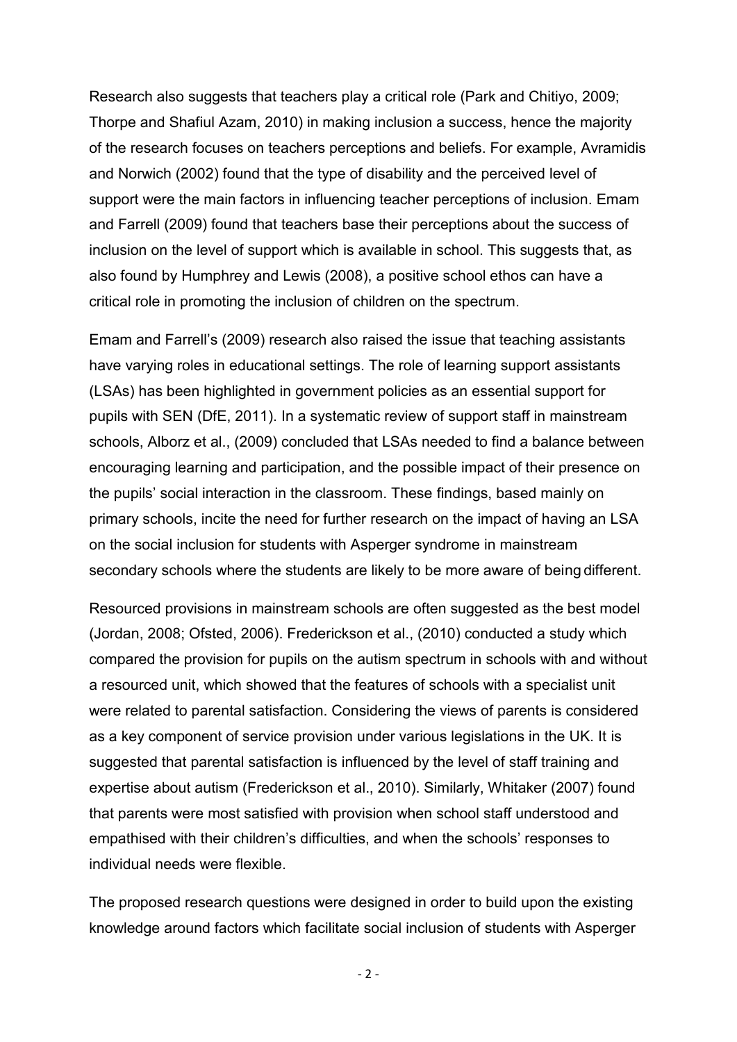Research also suggests that teachers play a critical role (Park and Chitiyo, 2009; Thorpe and Shafiul Azam, 2010) in making inclusion a success, hence the majority of the research focuses on teachers perceptions and beliefs. For example, Avramidis and Norwich (2002) found that the type of disability and the perceived level of support were the main factors in influencing teacher perceptions of inclusion. Emam and Farrell (2009) found that teachers base their perceptions about the success of inclusion on the level of support which is available in school. This suggests that, as also found by Humphrey and Lewis (2008), a positive school ethos can have a critical role in promoting the inclusion of children on the spectrum.

Emam and Farrell's (2009) research also raised the issue that teaching assistants have varying roles in educational settings. The role of learning support assistants (LSAs) has been highlighted in government policies as an essential support for pupils with SEN (DfE, 2011). In a systematic review of support staff in mainstream schools, Alborz et al., (2009) concluded that LSAs needed to find a balance between encouraging learning and participation, and the possible impact of their presence on the pupils' social interaction in the classroom. These findings, based mainly on primary schools, incite the need for further research on the impact of having an LSA on the social inclusion for students with Asperger syndrome in mainstream secondary schools where the students are likely to be more aware of being different.

Resourced provisions in mainstream schools are often suggested as the best model (Jordan, 2008; Ofsted, 2006). Frederickson et al., (2010) conducted a study which compared the provision for pupils on the autism spectrum in schools with and without a resourced unit, which showed that the features of schools with a specialist unit were related to parental satisfaction. Considering the views of parents is considered as a key component of service provision under various legislations in the UK. It is suggested that parental satisfaction is influenced by the level of staff training and expertise about autism (Frederickson et al., 2010). Similarly, Whitaker (2007) found that parents were most satisfied with provision when school staff understood and empathised with their children's difficulties, and when the schools' responses to individual needs were flexible.

The proposed research questions were designed in order to build upon the existing knowledge around factors which facilitate social inclusion of students with Asperger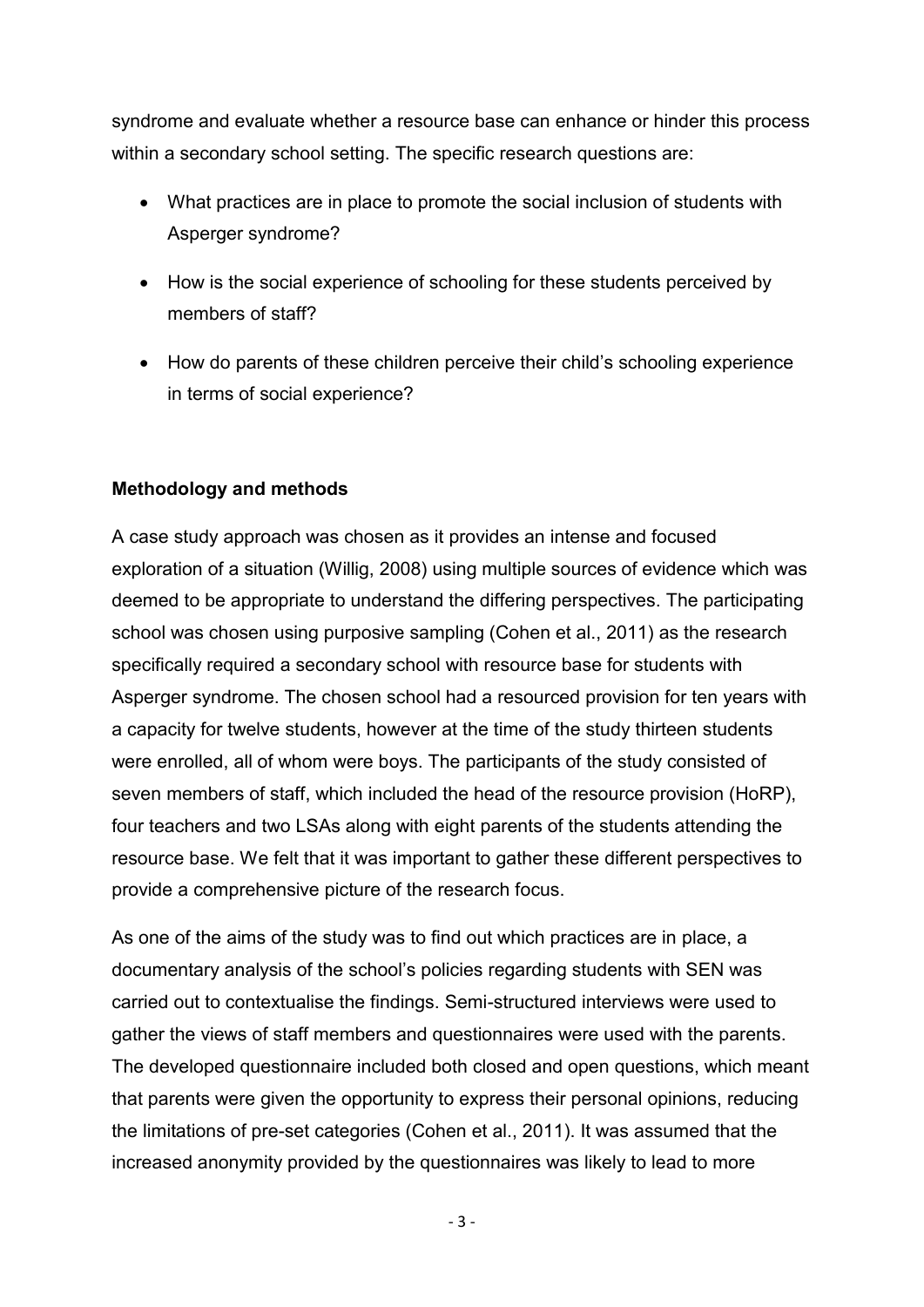syndrome and evaluate whether a resource base can enhance or hinder this process within a secondary school setting. The specific research questions are:

- What practices are in place to promote the social inclusion of students with Asperger syndrome?
- How is the social experience of schooling for these students perceived by members of staff?
- How do parents of these children perceive their child's schooling experience in terms of social experience?

**Methodology and methods**

A case study approach was chosen as it provides an intense and focused exploration of a situation (Willig, 2008) using multiple sources of evidence which was deemed to be appropriate to understand the differing perspectives. The participating school was chosen using purposive sampling (Cohen et al., 2011) as the research specifically required a secondary school with resource base for students with Asperger syndrome. The chosen school had a resourced provision for ten years with a capacity for twelve students, however at the time of the study thirteen students were enrolled, all of whom were boys. The participants of the study consisted of seven members of staff, which included the head of the resource provision (HoRP), four teachers and two LSAs along with eight parents of the students attending the resource base. We felt that it was important to gather these different perspectives to provide a comprehensive picture of the research focus.

As one of the aims of the study was to find out which practices are in place, a documentary analysis of the school's policies regarding students with SEN was carried out to contextualise the findings. Semi-structured interviews were used to gather the views of staff members and questionnaires were used with the parents. The developed questionnaire included both closed and open questions, which meant that parents were given the opportunity to express their personal opinions, reducing the limitations of pre-set categories (Cohen et al., 2011). It was assumed that the increased anonymity provided by the questionnaires was likely to lead to more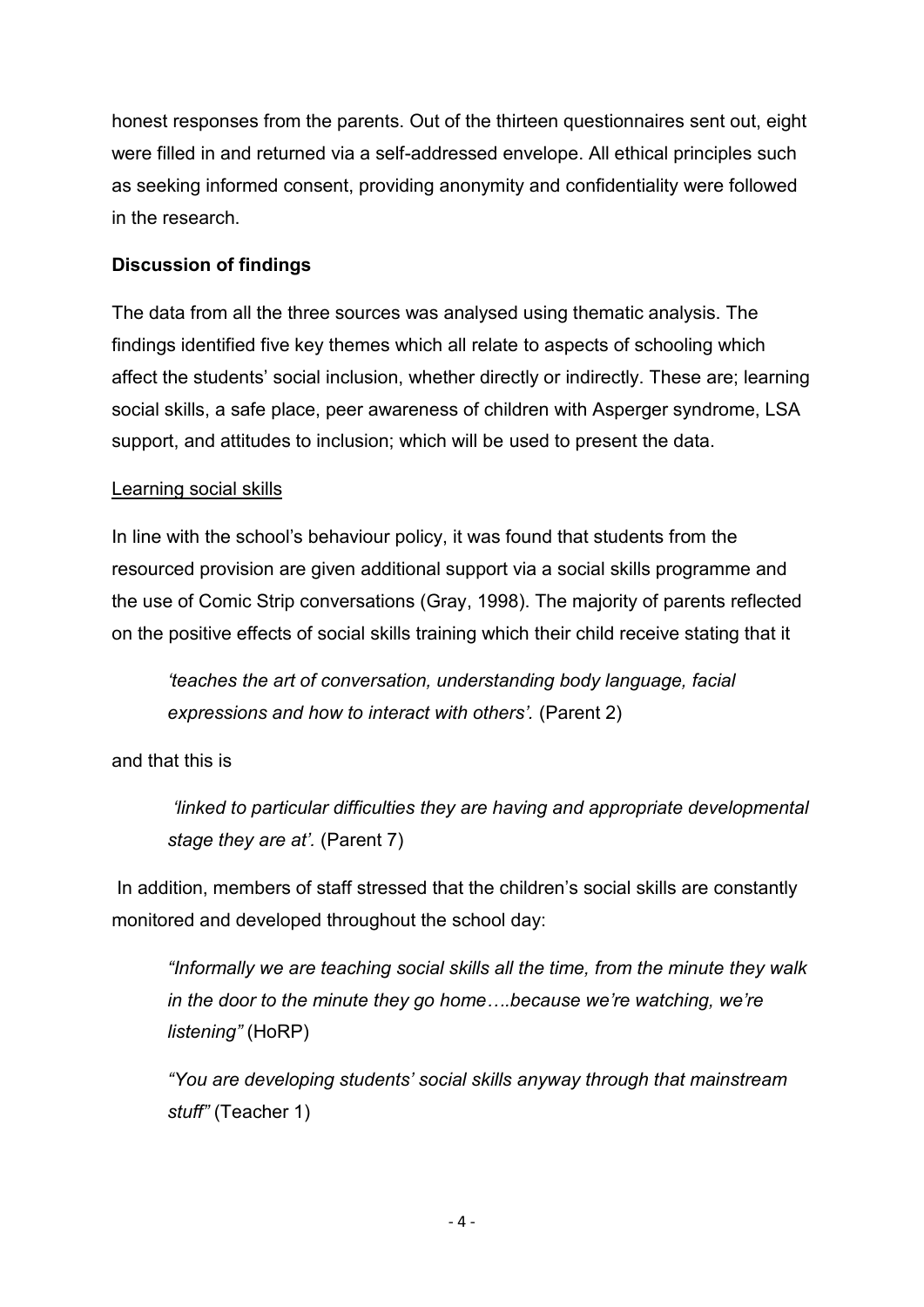honest responses from the parents. Out of the thirteen questionnaires sent out, eight were filled in and returned via a self-addressed envelope. All ethical principles such as seeking informed consent, providing anonymity and confidentiality were followed in the research.

**Discussion of findings**

The data from all the three sources was analysed using thematic analysis. The findings identified five key themes which all relate to aspects of schooling which affect the students' social inclusion, whether directly or indirectly. These are; learning social skills, a safe place, peer awareness of children with Asperger syndrome, LSA support, and attitudes to inclusion; which will be used to present the data.

<u>Learning social skills</u>

In line with the school's behaviour policy, it was found that students from the resourced provision are given additional support via a social skills programme and the use of Comic Strip conversations (Gray, 1998). The majority of parents reflected on the positive effects of social skills training which their child receive stating that it

> *'teaches the art of conversation, understanding body language, facial expressions and how to interact with others'.* (Parent 2)

and that this is

> *'linked to particular difficulties they are having and appropriate developmental stage they are at'.* (Parent 7)

In addition, members of staff stressed that the children's social skills are constantly monitored and developed throughout the school day:

> *"Informally we are teaching social skills all the time, from the minute they walk in the door to the minute they go home….because we're watching, we're listening"* (HoRP)
>
> *"You are developing students' social skills anyway through that mainstream stuff"* (Teacher 1)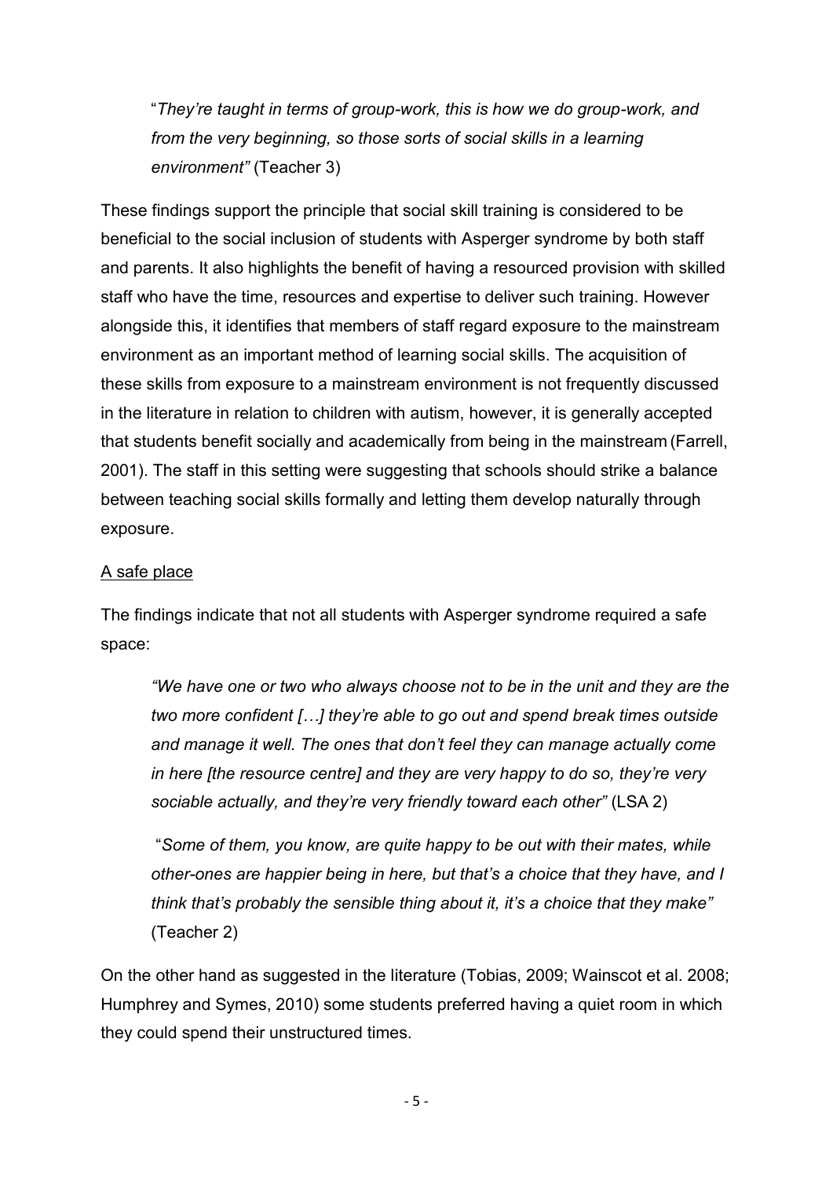> "*They're taught in terms of group-work, this is how we do group-work, and from the very beginning, so those sorts of social skills in a learning environment"* (Teacher 3)

These findings support the principle that social skill training is considered to be beneficial to the social inclusion of students with Asperger syndrome by both staff and parents. It also highlights the benefit of having a resourced provision with skilled staff who have the time, resources and expertise to deliver such training. However alongside this, it identifies that members of staff regard exposure to the mainstream environment as an important method of learning social skills. The acquisition of these skills from exposure to a mainstream environment is not frequently discussed in the literature in relation to children with autism, however, it is generally accepted that students benefit socially and academically from being in the mainstream (Farrell, 2001). The staff in this setting were suggesting that schools should strike a balance between teaching social skills formally and letting them develop naturally through exposure.

<u>A safe place</u>

The findings indicate that not all students with Asperger syndrome required a safe space:

> *"We have one or two who always choose not to be in the unit and they are the two more confident […] they're able to go out and spend break times outside and manage it well. The ones that don't feel they can manage actually come in here [the resource centre] and they are very happy to do so, they're very sociable actually, and they're very friendly toward each other"* (LSA 2)

> "*Some of them, you know, are quite happy to be out with their mates, while other-ones are happier being in here, but that's a choice that they have, and I think that's probably the sensible thing about it, it's a choice that they make"* (Teacher 2)

On the other hand as suggested in the literature (Tobias, 2009; Wainscot et al. 2008; Humphrey and Symes, 2010) some students preferred having a quiet room in which they could spend their unstructured times.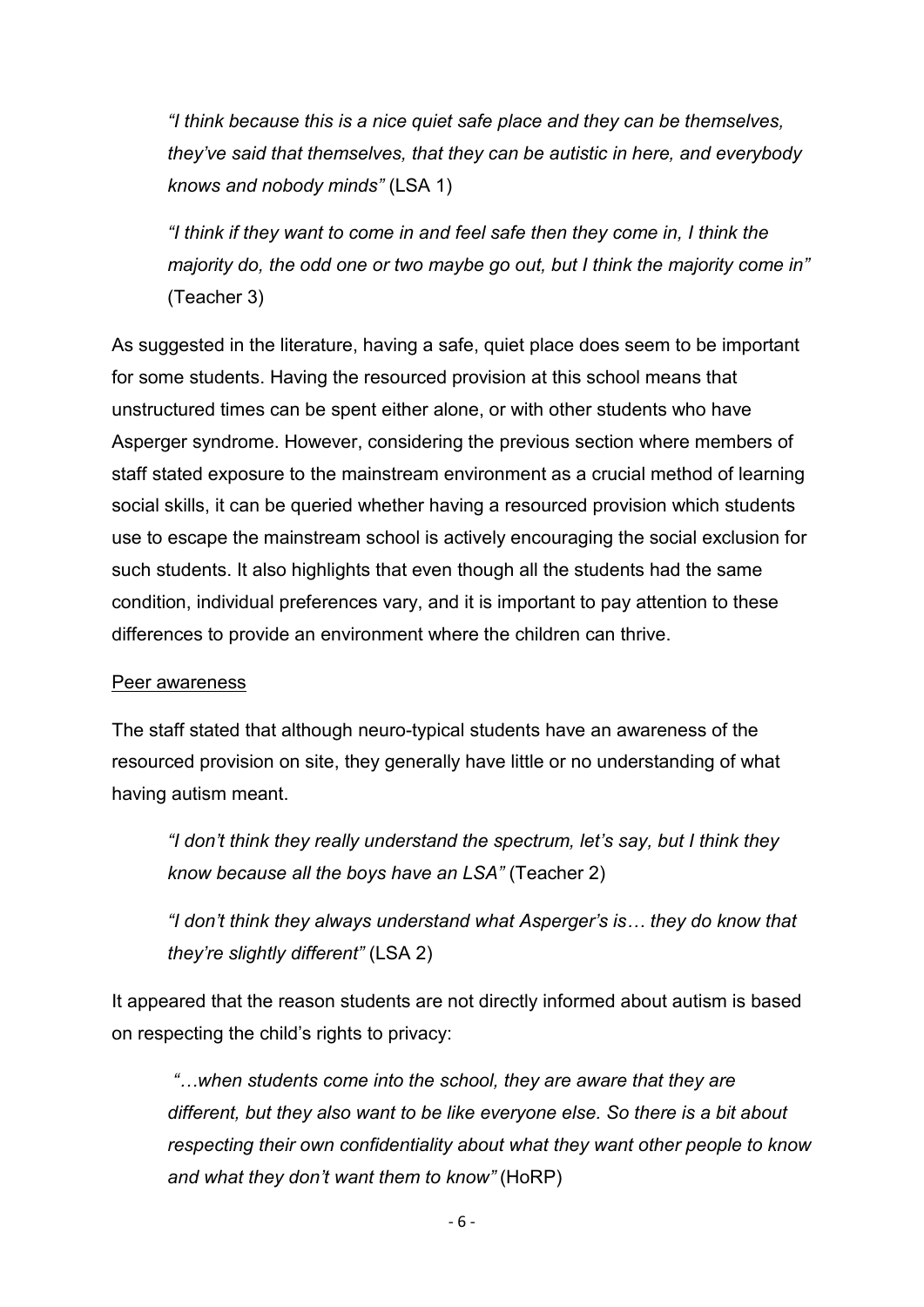> *"I think because this is a nice quiet safe place and they can be themselves, they've said that themselves, that they can be autistic in here, and everybody knows and nobody minds"* (LSA 1)

> *"I think if they want to come in and feel safe then they come in, I think the majority do, the odd one or two maybe go out, but I think the majority come in"* (Teacher 3)

As suggested in the literature, having a safe, quiet place does seem to be important for some students. Having the resourced provision at this school means that unstructured times can be spent either alone, or with other students who have Asperger syndrome. However, considering the previous section where members of staff stated exposure to the mainstream environment as a crucial method of learning social skills, it can be queried whether having a resourced provision which students use to escape the mainstream school is actively encouraging the social exclusion for such students. It also highlights that even though all the students had the same condition, individual preferences vary, and it is important to pay attention to these differences to provide an environment where the children can thrive.

Peer awareness

The staff stated that although neuro-typical students have an awareness of the resourced provision on site, they generally have little or no understanding of what having autism meant.

> *"I don't think they really understand the spectrum, let's say, but I think they know because all the boys have an LSA"* (Teacher 2)

> *"I don't think they always understand what Asperger's is… they do know that they're slightly different"* (LSA 2)

It appeared that the reason students are not directly informed about autism is based on respecting the child's rights to privacy:

> *"…when students come into the school, they are aware that they are different, but they also want to be like everyone else. So there is a bit about respecting their own confidentiality about what they want other people to know and what they don't want them to know"* (HoRP)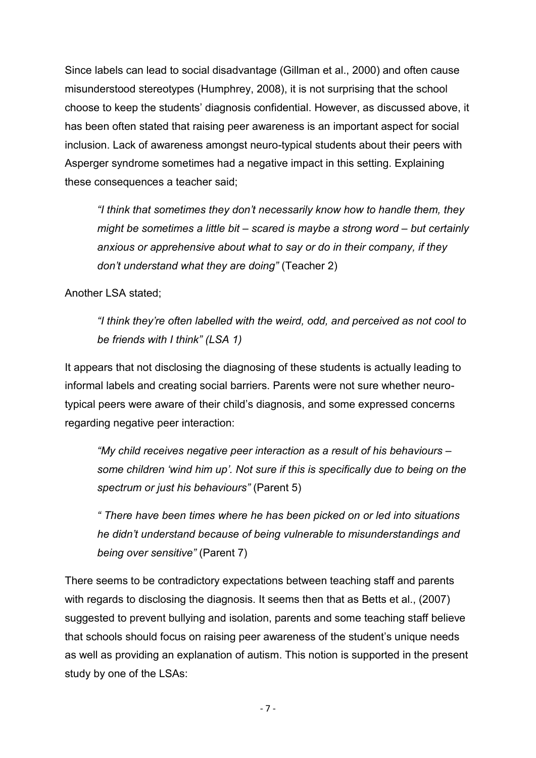Since labels can lead to social disadvantage (Gillman et al., 2000) and often cause misunderstood stereotypes (Humphrey, 2008), it is not surprising that the school choose to keep the students' diagnosis confidential. However, as discussed above, it has been often stated that raising peer awareness is an important aspect for social inclusion. Lack of awareness amongst neuro-typical students about their peers with Asperger syndrome sometimes had a negative impact in this setting. Explaining these consequences a teacher said;

> *"I think that sometimes they don't necessarily know how to handle them, they might be sometimes a little bit – scared is maybe a strong word – but certainly anxious or apprehensive about what to say or do in their company, if they don't understand what they are doing"* (Teacher 2)

Another LSA stated;

> *"I think they're often labelled with the weird, odd, and perceived as not cool to be friends with I think" (LSA 1)*

It appears that not disclosing the diagnosing of these students is actually leading to informal labels and creating social barriers. Parents were not sure whether neuro-typical peers were aware of their child's diagnosis, and some expressed concerns regarding negative peer interaction:

> *"My child receives negative peer interaction as a result of his behaviours – some children 'wind him up'. Not sure if this is specifically due to being on the spectrum or just his behaviours"* (Parent 5)

> *" There have been times where he has been picked on or led into situations he didn't understand because of being vulnerable to misunderstandings and being over sensitive"* (Parent 7)

There seems to be contradictory expectations between teaching staff and parents with regards to disclosing the diagnosis. It seems then that as Betts et al., (2007) suggested to prevent bullying and isolation, parents and some teaching staff believe that schools should focus on raising peer awareness of the student's unique needs as well as providing an explanation of autism. This notion is supported in the present study by one of the LSAs: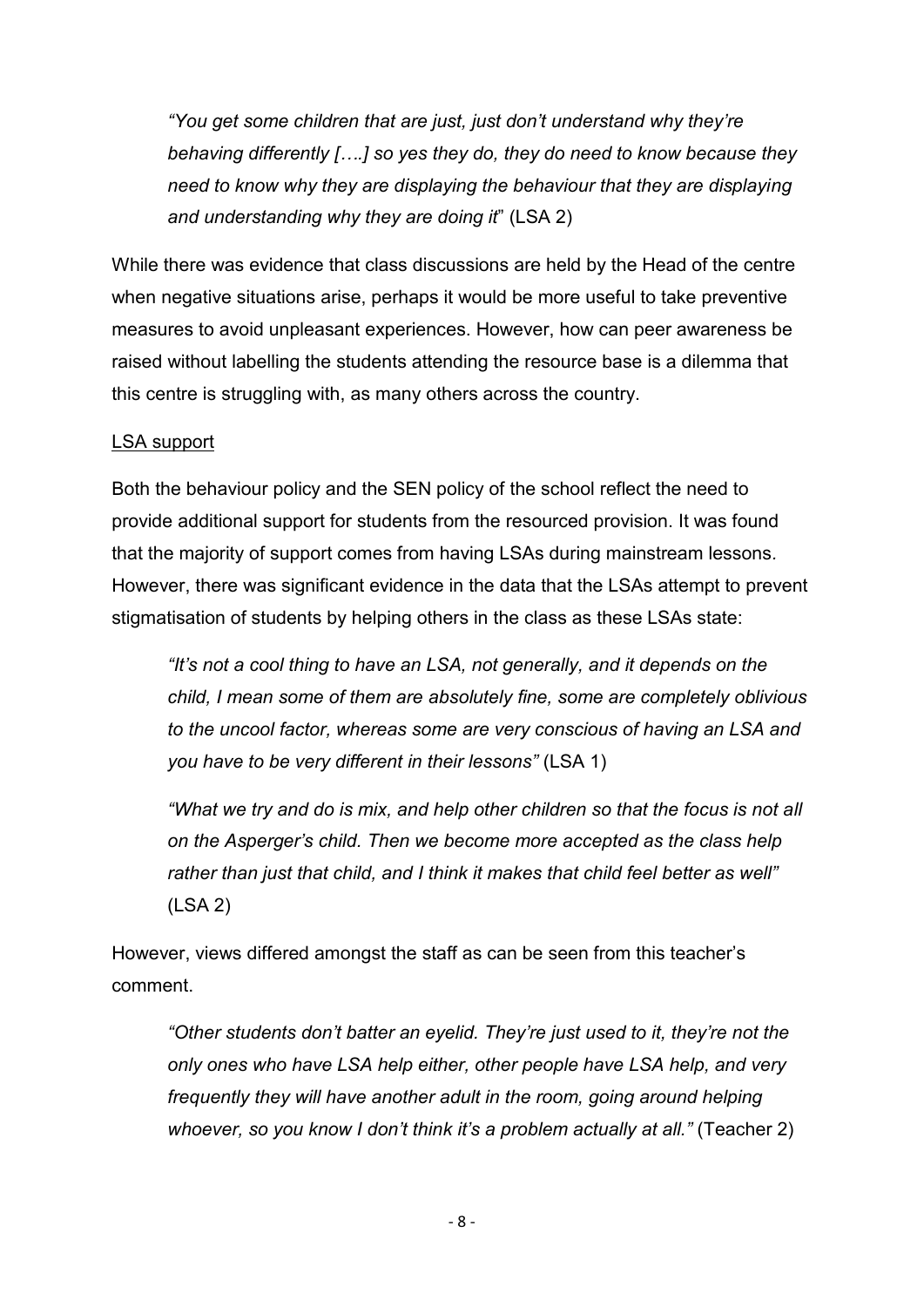*"You get some children that are just, just don't understand why they're behaving differently [….] so yes they do, they do need to know because they need to know why they are displaying the behaviour that they are displaying and understanding why they are doing it*" (LSA 2)

While there was evidence that class discussions are held by the Head of the centre when negative situations arise, perhaps it would be more useful to take preventive measures to avoid unpleasant experiences. However, how can peer awareness be raised without labelling the students attending the resource base is a dilemma that this centre is struggling with, as many others across the country.

<u>LSA support</u>

Both the behaviour policy and the SEN policy of the school reflect the need to provide additional support for students from the resourced provision. It was found that the majority of support comes from having LSAs during mainstream lessons. However, there was significant evidence in the data that the LSAs attempt to prevent stigmatisation of students by helping others in the class as these LSAs state:

*"It's not a cool thing to have an LSA, not generally, and it depends on the child, I mean some of them are absolutely fine, some are completely oblivious to the uncool factor, whereas some are very conscious of having an LSA and you have to be very different in their lessons"* (LSA 1)

*"What we try and do is mix, and help other children so that the focus is not all on the Asperger's child. Then we become more accepted as the class help rather than just that child, and I think it makes that child feel better as well"* (LSA 2)

However, views differed amongst the staff as can be seen from this teacher's comment.

*"Other students don't batter an eyelid. They're just used to it, they're not the only ones who have LSA help either, other people have LSA help, and very frequently they will have another adult in the room, going around helping whoever, so you know I don't think it's a problem actually at all."* (Teacher 2)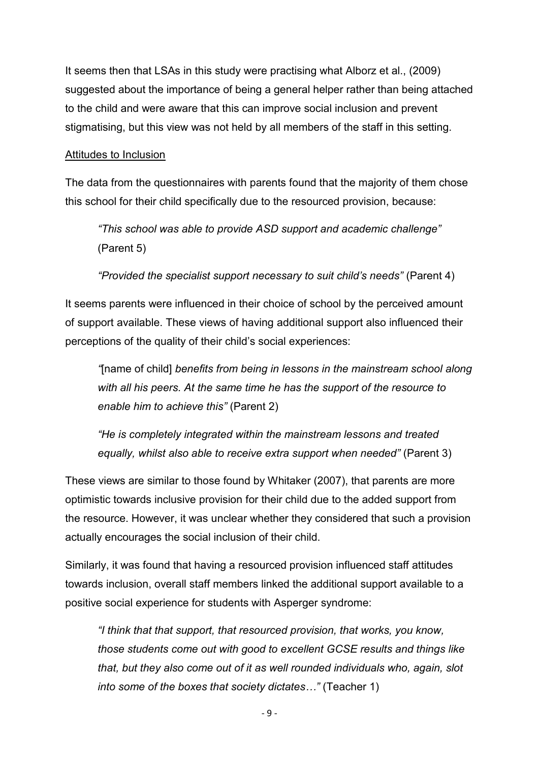It seems then that LSAs in this study were practising what Alborz et al., (2009) suggested about the importance of being a general helper rather than being attached to the child and were aware that this can improve social inclusion and prevent stigmatising, but this view was not held by all members of the staff in this setting.

Attitudes to Inclusion

The data from the questionnaires with parents found that the majority of them chose this school for their child specifically due to the resourced provision, because:

> *"This school was able to provide ASD support and academic challenge"* (Parent 5)
>
> *"Provided the specialist support necessary to suit child's needs"* (Parent 4)

It seems parents were influenced in their choice of school by the perceived amount of support available. These views of having additional support also influenced their perceptions of the quality of their child's social experiences:

> *"*[name of child] *benefits from being in lessons in the mainstream school along with all his peers. At the same time he has the support of the resource to enable him to achieve this"* (Parent 2)
>
> *"He is completely integrated within the mainstream lessons and treated equally, whilst also able to receive extra support when needed"* (Parent 3)

These views are similar to those found by Whitaker (2007), that parents are more optimistic towards inclusive provision for their child due to the added support from the resource. However, it was unclear whether they considered that such a provision actually encourages the social inclusion of their child.

Similarly, it was found that having a resourced provision influenced staff attitudes towards inclusion, overall staff members linked the additional support available to a positive social experience for students with Asperger syndrome:

> *"I think that that support, that resourced provision, that works, you know, those students come out with good to excellent GCSE results and things like that, but they also come out of it as well rounded individuals who, again, slot into some of the boxes that society dictates…"* (Teacher 1)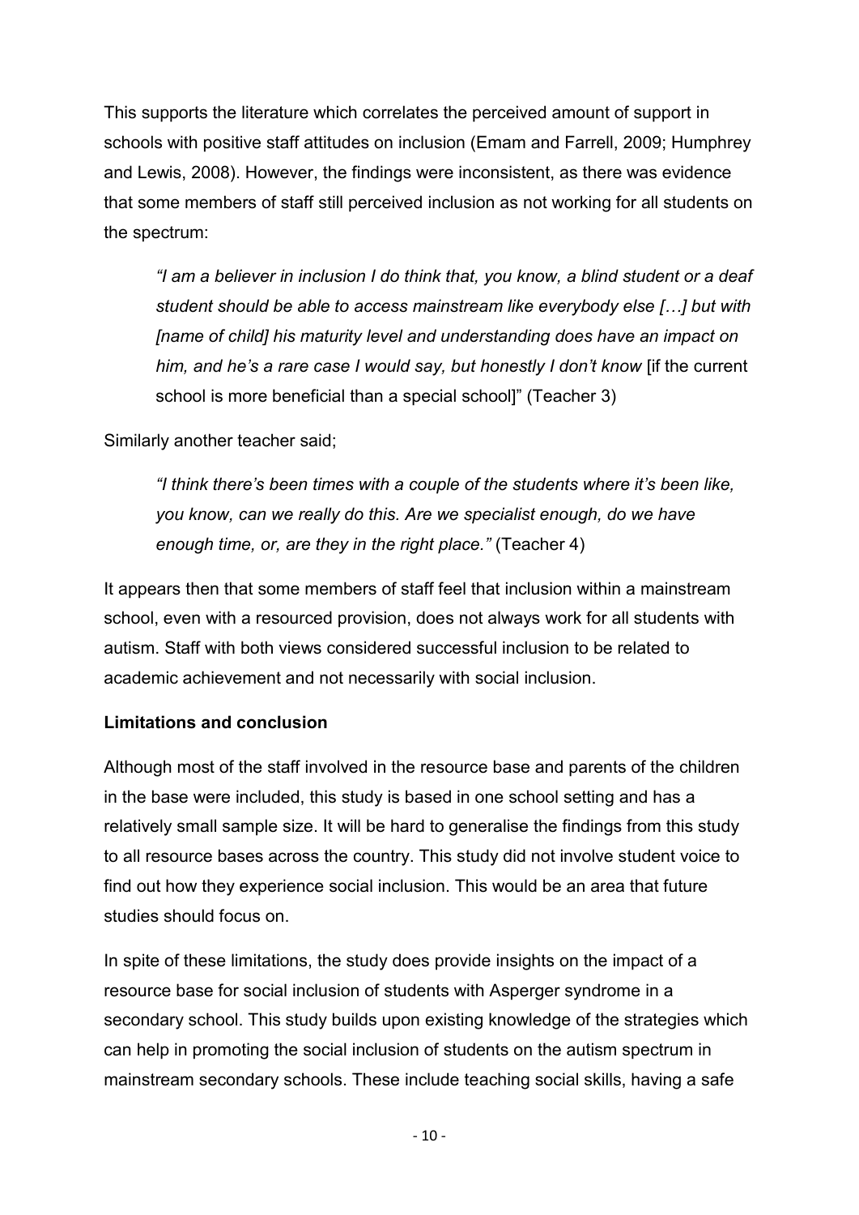This supports the literature which correlates the perceived amount of support in schools with positive staff attitudes on inclusion (Emam and Farrell, 2009; Humphrey and Lewis, 2008). However, the findings were inconsistent, as there was evidence that some members of staff still perceived inclusion as not working for all students on the spectrum:

> *"I am a believer in inclusion I do think that, you know, a blind student or a deaf student should be able to access mainstream like everybody else […] but with [name of child] his maturity level and understanding does have an impact on him, and he's a rare case I would say, but honestly I don't know* [if the current school is more beneficial than a special school]" (Teacher 3)

Similarly another teacher said;

> *"I think there's been times with a couple of the students where it's been like, you know, can we really do this. Are we specialist enough, do we have enough time, or, are they in the right place."* (Teacher 4)

It appears then that some members of staff feel that inclusion within a mainstream school, even with a resourced provision, does not always work for all students with autism. Staff with both views considered successful inclusion to be related to academic achievement and not necessarily with social inclusion.

**Limitations and conclusion**

Although most of the staff involved in the resource base and parents of the children in the base were included, this study is based in one school setting and has a relatively small sample size. It will be hard to generalise the findings from this study to all resource bases across the country. This study did not involve student voice to find out how they experience social inclusion. This would be an area that future studies should focus on.

In spite of these limitations, the study does provide insights on the impact of a resource base for social inclusion of students with Asperger syndrome in a secondary school. This study builds upon existing knowledge of the strategies which can help in promoting the social inclusion of students on the autism spectrum in mainstream secondary schools. These include teaching social skills, having a safe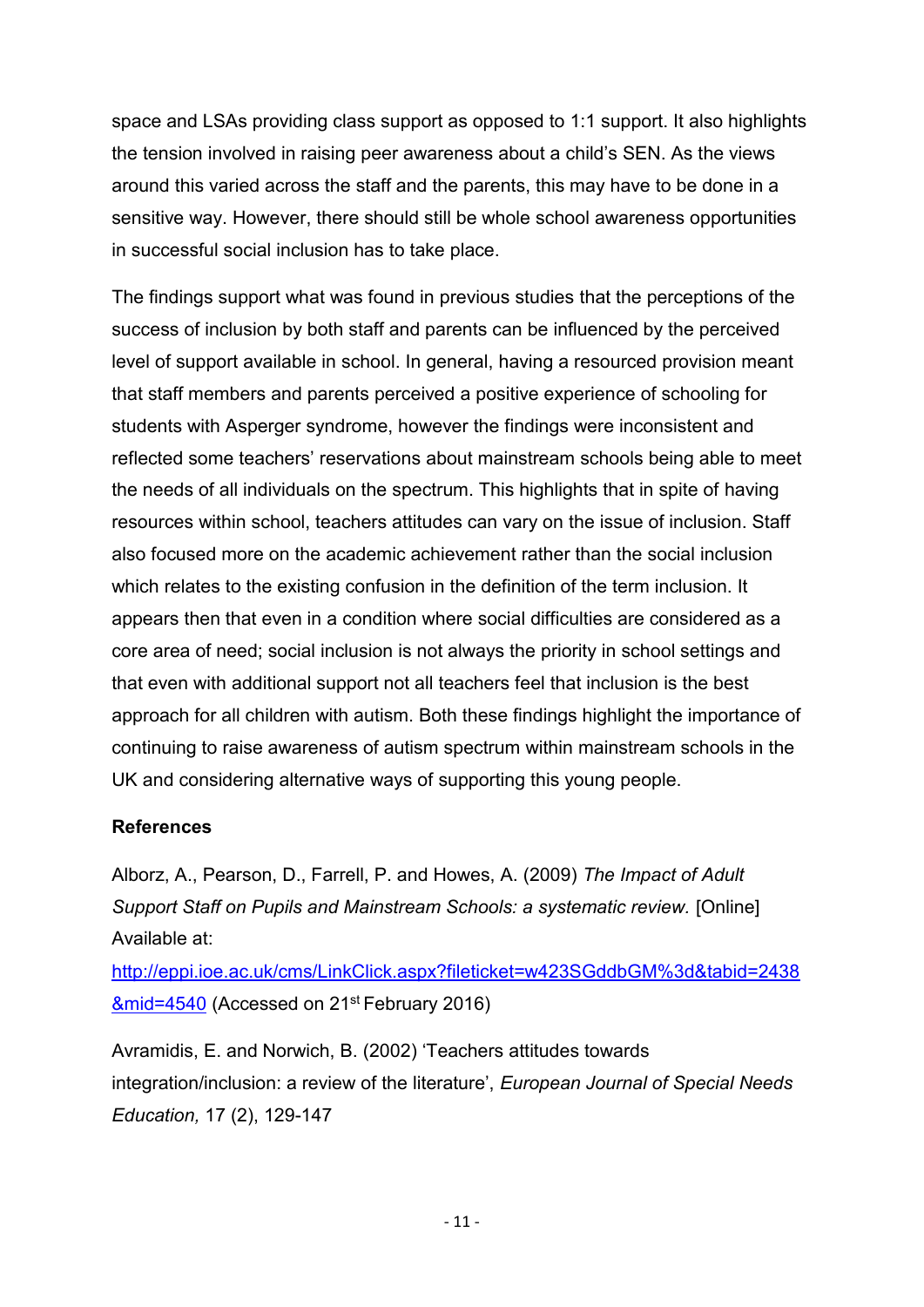space and LSAs providing class support as opposed to 1:1 support. It also highlights the tension involved in raising peer awareness about a child's SEN. As the views around this varied across the staff and the parents, this may have to be done in a sensitive way. However, there should still be whole school awareness opportunities in successful social inclusion has to take place.

The findings support what was found in previous studies that the perceptions of the success of inclusion by both staff and parents can be influenced by the perceived level of support available in school. In general, having a resourced provision meant that staff members and parents perceived a positive experience of schooling for students with Asperger syndrome, however the findings were inconsistent and reflected some teachers' reservations about mainstream schools being able to meet the needs of all individuals on the spectrum. This highlights that in spite of having resources within school, teachers attitudes can vary on the issue of inclusion. Staff also focused more on the academic achievement rather than the social inclusion which relates to the existing confusion in the definition of the term inclusion. It appears then that even in a condition where social difficulties are considered as a core area of need; social inclusion is not always the priority in school settings and that even with additional support not all teachers feel that inclusion is the best approach for all children with autism. Both these findings highlight the importance of continuing to raise awareness of autism spectrum within mainstream schools in the UK and considering alternative ways of supporting this young people.

**References**

Alborz, A., Pearson, D., Farrell, P. and Howes, A. (2009) *The Impact of Adult Support Staff on Pupils and Mainstream Schools: a systematic review.* [Online] Available at: http://eppi.ioe.ac.uk/cms/LinkClick.aspx?fileticket=w423SGddbGM%3d&tabid=2438&mid=4540 (Accessed on 21st February 2016)

Avramidis, E. and Norwich, B. (2002) 'Teachers attitudes towards integration/inclusion: a review of the literature', *European Journal of Special Needs Education,* 17 (2), 129-147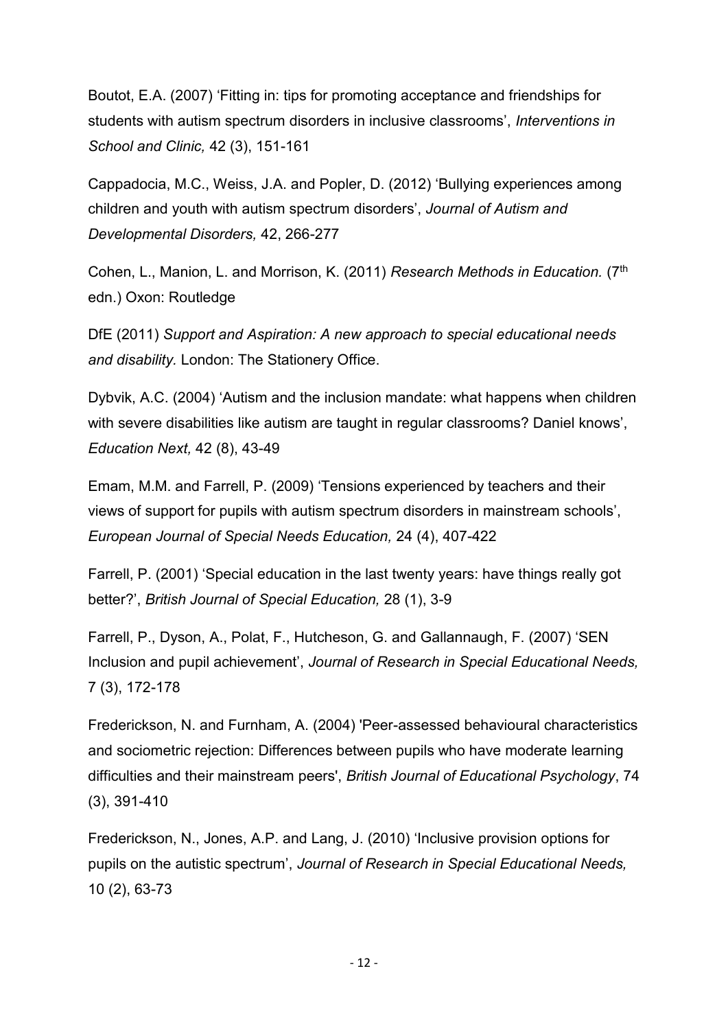Boutot, E.A. (2007) 'Fitting in: tips for promoting acceptance and friendships for students with autism spectrum disorders in inclusive classrooms', *Interventions in School and Clinic,* 42 (3), 151-161

Cappadocia, M.C., Weiss, J.A. and Popler, D. (2012) 'Bullying experiences among children and youth with autism spectrum disorders', *Journal of Autism and Developmental Disorders,* 42, 266-277

Cohen, L., Manion, L. and Morrison, K. (2011) *Research Methods in Education.* (7th edn.) Oxon: Routledge

DfE (2011) *Support and Aspiration: A new approach to special educational needs and disability.* London: The Stationery Office.

Dybvik, A.C. (2004) 'Autism and the inclusion mandate: what happens when children with severe disabilities like autism are taught in regular classrooms? Daniel knows', *Education Next,* 42 (8), 43-49

Emam, M.M. and Farrell, P. (2009) 'Tensions experienced by teachers and their views of support for pupils with autism spectrum disorders in mainstream schools', *European Journal of Special Needs Education,* 24 (4), 407-422

Farrell, P. (2001) 'Special education in the last twenty years: have things really got better?', *British Journal of Special Education,* 28 (1), 3-9

Farrell, P., Dyson, A., Polat, F., Hutcheson, G. and Gallannaugh, F. (2007) 'SEN Inclusion and pupil achievement', *Journal of Research in Special Educational Needs,* 7 (3), 172-178

Frederickson, N. and Furnham, A. (2004) 'Peer-assessed behavioural characteristics and sociometric rejection: Differences between pupils who have moderate learning difficulties and their mainstream peers', *British Journal of Educational Psychology*, 74 (3), 391-410

Frederickson, N., Jones, A.P. and Lang, J. (2010) 'Inclusive provision options for pupils on the autistic spectrum', *Journal of Research in Special Educational Needs,* 10 (2), 63-73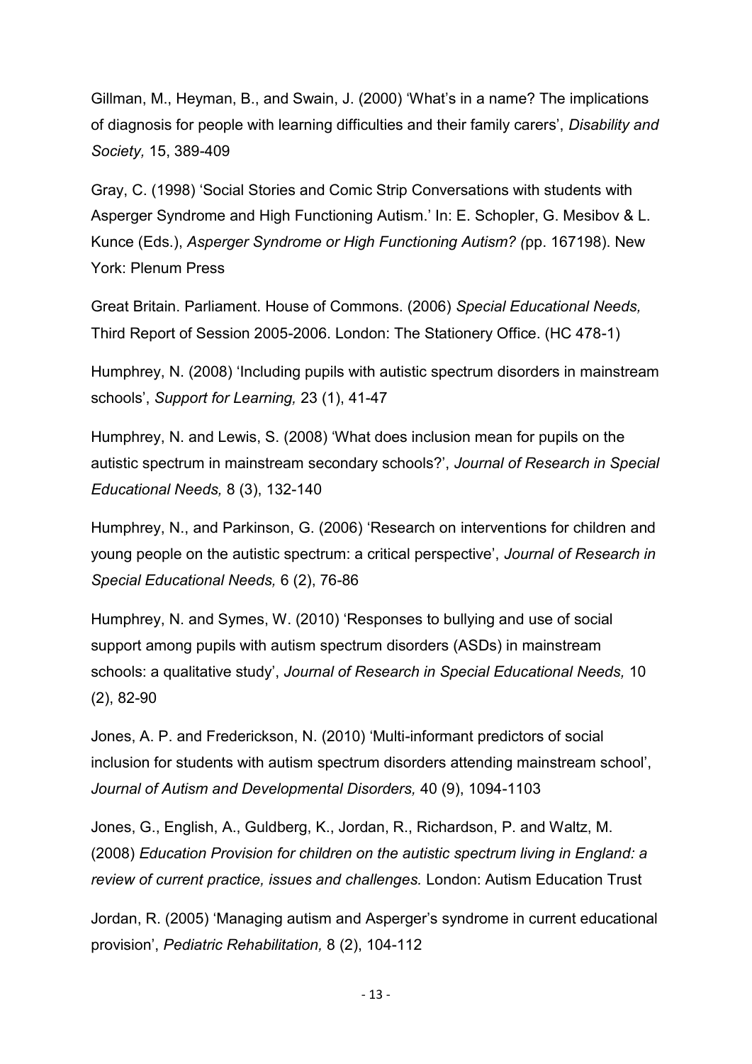Gillman, M., Heyman, B., and Swain, J. (2000) ‘What’s in a name? The implications of diagnosis for people with learning difficulties and their family carers’, *Disability and Society,* 15, 389-409

Gray, C. (1998) ‘Social Stories and Comic Strip Conversations with students with Asperger Syndrome and High Functioning Autism.’ In: E. Schopler, G. Mesibov & L. Kunce (Eds.), *Asperger Syndrome or High Functioning Autism? (*pp. 167198). New York: Plenum Press

Great Britain. Parliament. House of Commons. (2006) *Special Educational Needs,* Third Report of Session 2005-2006. London: The Stationery Office. (HC 478-1)

Humphrey, N. (2008) ‘Including pupils with autistic spectrum disorders in mainstream schools’, *Support for Learning,* 23 (1), 41-47

Humphrey, N. and Lewis, S. (2008) ‘What does inclusion mean for pupils on the autistic spectrum in mainstream secondary schools?’, *Journal of Research in Special Educational Needs,* 8 (3), 132-140

Humphrey, N., and Parkinson, G. (2006) ‘Research on interventions for children and young people on the autistic spectrum: a critical perspective’, *Journal of Research in Special Educational Needs,* 6 (2), 76-86

Humphrey, N. and Symes, W. (2010) ‘Responses to bullying and use of social support among pupils with autism spectrum disorders (ASDs) in mainstream schools: a qualitative study’, *Journal of Research in Special Educational Needs,* 10 (2), 82-90

Jones, A. P. and Frederickson, N. (2010) ‘Multi-informant predictors of social inclusion for students with autism spectrum disorders attending mainstream school’, *Journal of Autism and Developmental Disorders,* 40 (9), 1094-1103

Jones, G., English, A., Guldberg, K., Jordan, R., Richardson, P. and Waltz, M. (2008) *Education Provision for children on the autistic spectrum living in England: a review of current practice, issues and challenges.* London: Autism Education Trust

Jordan, R. (2005) ‘Managing autism and Asperger’s syndrome in current educational provision’, *Pediatric Rehabilitation,* 8 (2), 104-112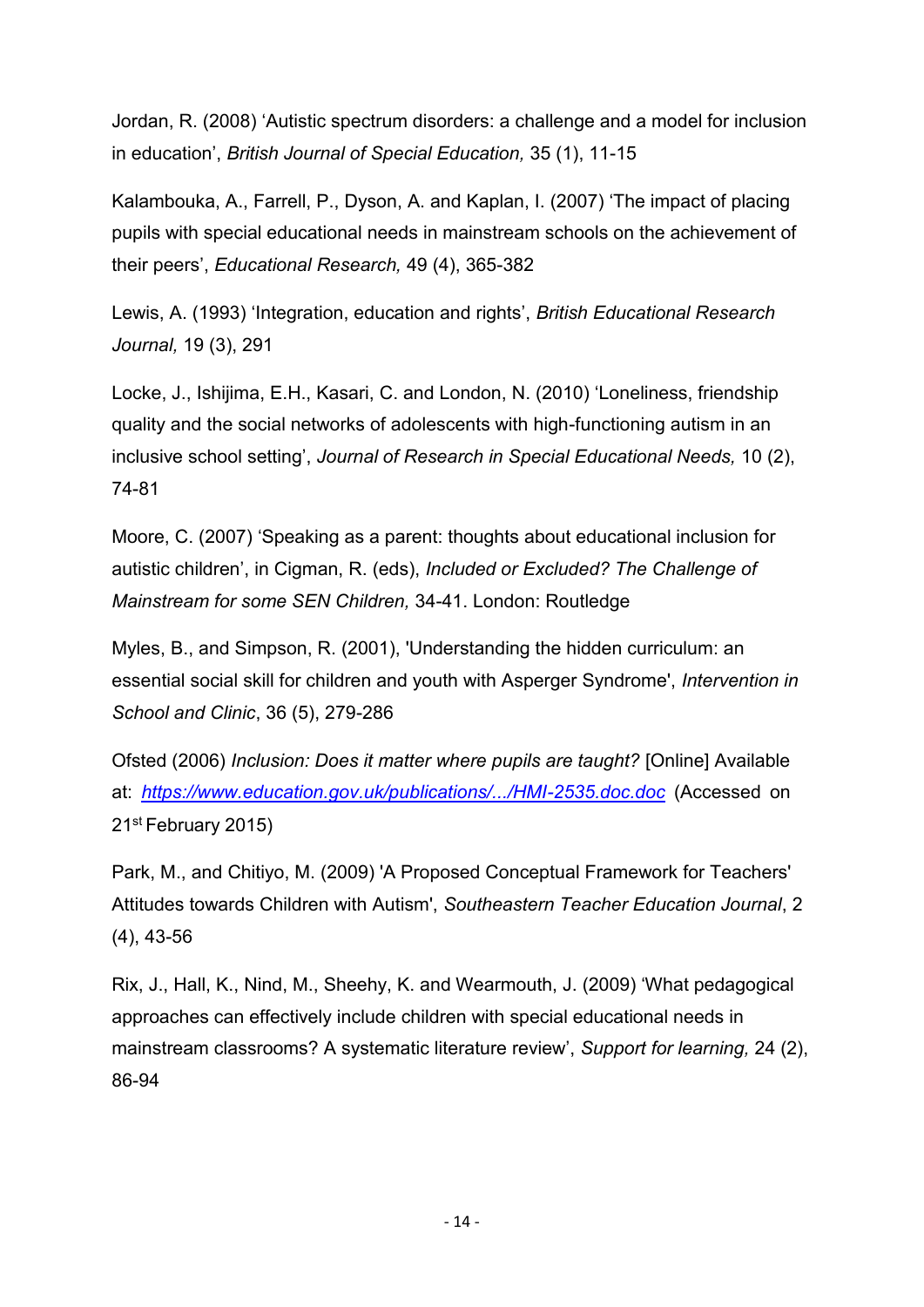Jordan, R. (2008) 'Autistic spectrum disorders: a challenge and a model for inclusion in education', *British Journal of Special Education,* 35 (1), 11-15

Kalambouka, A., Farrell, P., Dyson, A. and Kaplan, I. (2007) 'The impact of placing pupils with special educational needs in mainstream schools on the achievement of their peers', *Educational Research,* 49 (4), 365-382

Lewis, A. (1993) 'Integration, education and rights', *British Educational Research Journal,* 19 (3), 291

Locke, J., Ishijima, E.H., Kasari, C. and London, N. (2010) 'Loneliness, friendship quality and the social networks of adolescents with high-functioning autism in an inclusive school setting', *Journal of Research in Special Educational Needs,* 10 (2), 74-81

Moore, C. (2007) 'Speaking as a parent: thoughts about educational inclusion for autistic children', in Cigman, R. (eds), *Included or Excluded? The Challenge of Mainstream for some SEN Children,* 34-41. London: Routledge

Myles, B., and Simpson, R. (2001), 'Understanding the hidden curriculum: an essential social skill for children and youth with Asperger Syndrome', *Intervention in School and Clinic*, 36 (5), 279-286

Ofsted (2006) *Inclusion: Does it matter where pupils are taught?* [Online] Available at: [https://www.education.gov.uk/publications/.../HMI-2535.doc.doc](https://www.education.gov.uk/publications/.../HMI-2535.doc.doc) (Accessed on 21st February 2015)

Park, M., and Chitiyo, M. (2009) 'A Proposed Conceptual Framework for Teachers' Attitudes towards Children with Autism', *Southeastern Teacher Education Journal*, 2 (4), 43-56

Rix, J., Hall, K., Nind, M., Sheehy, K. and Wearmouth, J. (2009) 'What pedagogical approaches can effectively include children with special educational needs in mainstream classrooms? A systematic literature review', *Support for learning,* 24 (2), 86-94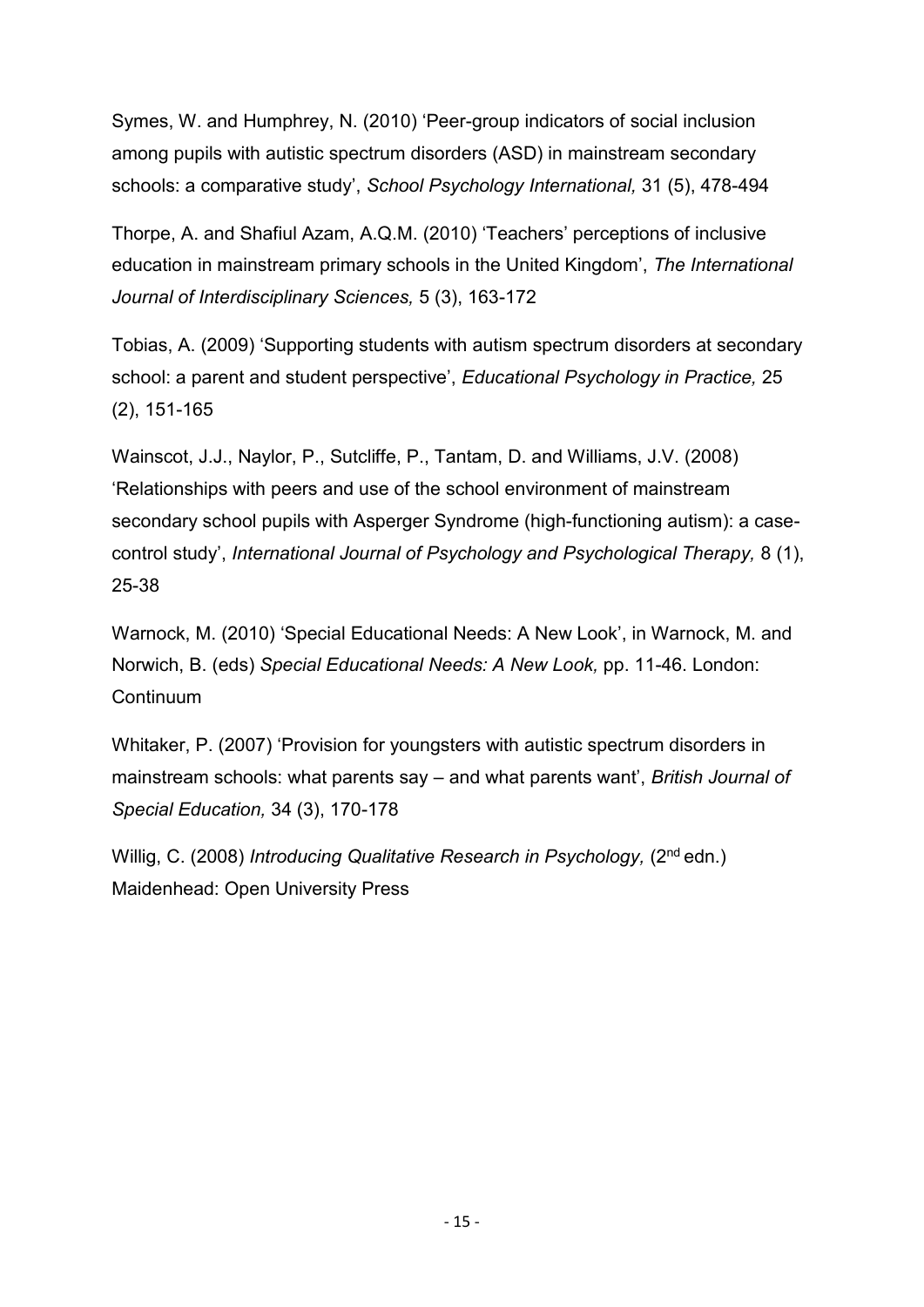Symes, W. and Humphrey, N. (2010) 'Peer-group indicators of social inclusion among pupils with autistic spectrum disorders (ASD) in mainstream secondary schools: a comparative study', *School Psychology International,* 31 (5), 478-494

Thorpe, A. and Shafiul Azam, A.Q.M. (2010) 'Teachers' perceptions of inclusive education in mainstream primary schools in the United Kingdom', *The International Journal of Interdisciplinary Sciences,* 5 (3), 163-172

Tobias, A. (2009) 'Supporting students with autism spectrum disorders at secondary school: a parent and student perspective', *Educational Psychology in Practice,* 25 (2), 151-165

Wainscot, J.J., Naylor, P., Sutcliffe, P., Tantam, D. and Williams, J.V. (2008) 'Relationships with peers and use of the school environment of mainstream secondary school pupils with Asperger Syndrome (high-functioning autism): a case-control study', *International Journal of Psychology and Psychological Therapy,* 8 (1), 25-38

Warnock, M. (2010) 'Special Educational Needs: A New Look', in Warnock, M. and Norwich, B. (eds) *Special Educational Needs: A New Look,* pp. 11-46. London: Continuum

Whitaker, P. (2007) 'Provision for youngsters with autistic spectrum disorders in mainstream schools: what parents say – and what parents want', *British Journal of Special Education,* 34 (3), 170-178

Willig, C. (2008) *Introducing Qualitative Research in Psychology,* (2nd edn.) Maidenhead: Open University Press